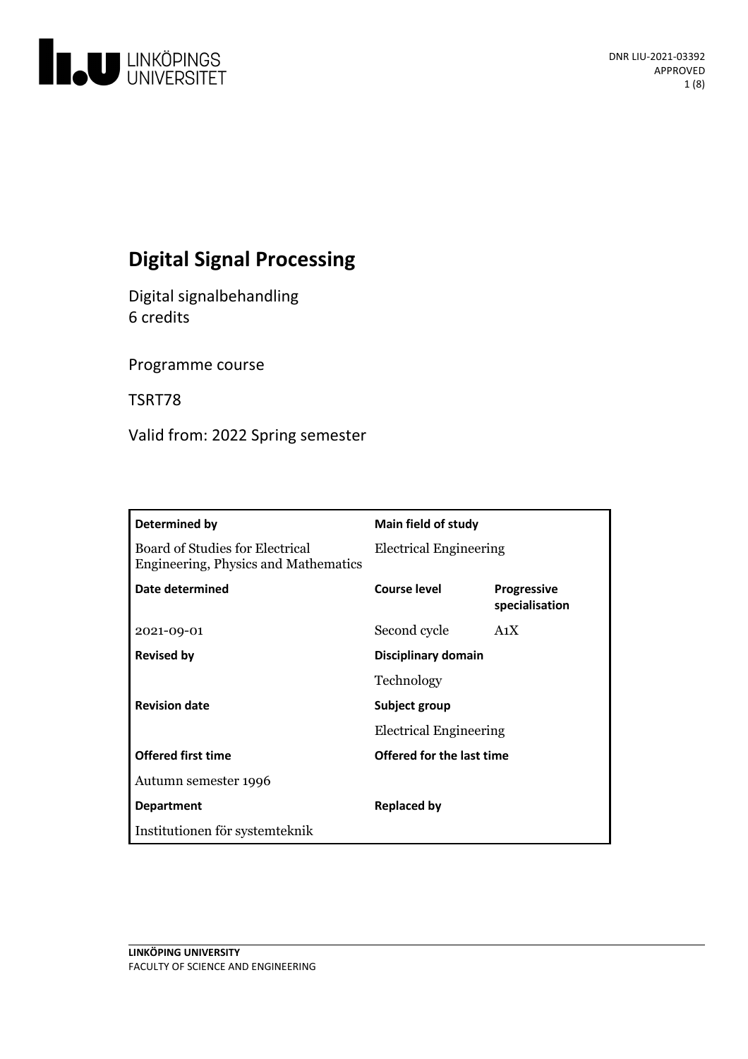# Digital Signal Processing

Digital signalbehandling
6 credits

Programme course

TSRT78

Valid from: 2022 Spring semester

| Determined by | Main field of study | |
|---|---|---|
| Board of Studies for Electrical Engineering, Physics and Mathematics | Electrical Engineering | |
| **Date determined** | **Course level** | **Progressive specialisation** |
| 2021-09-01 | Second cycle | A1X |
| **Revised by** | **Disciplinary domain** | |
| | Technology | |
| **Revision date** | **Subject group** | |
| | Electrical Engineering | |
| **Offered first time** | **Offered for the last time** | |
| Autumn semester 1996 | | |
| **Department** | **Replaced by** | |
| Institutionen för systemteknik | | |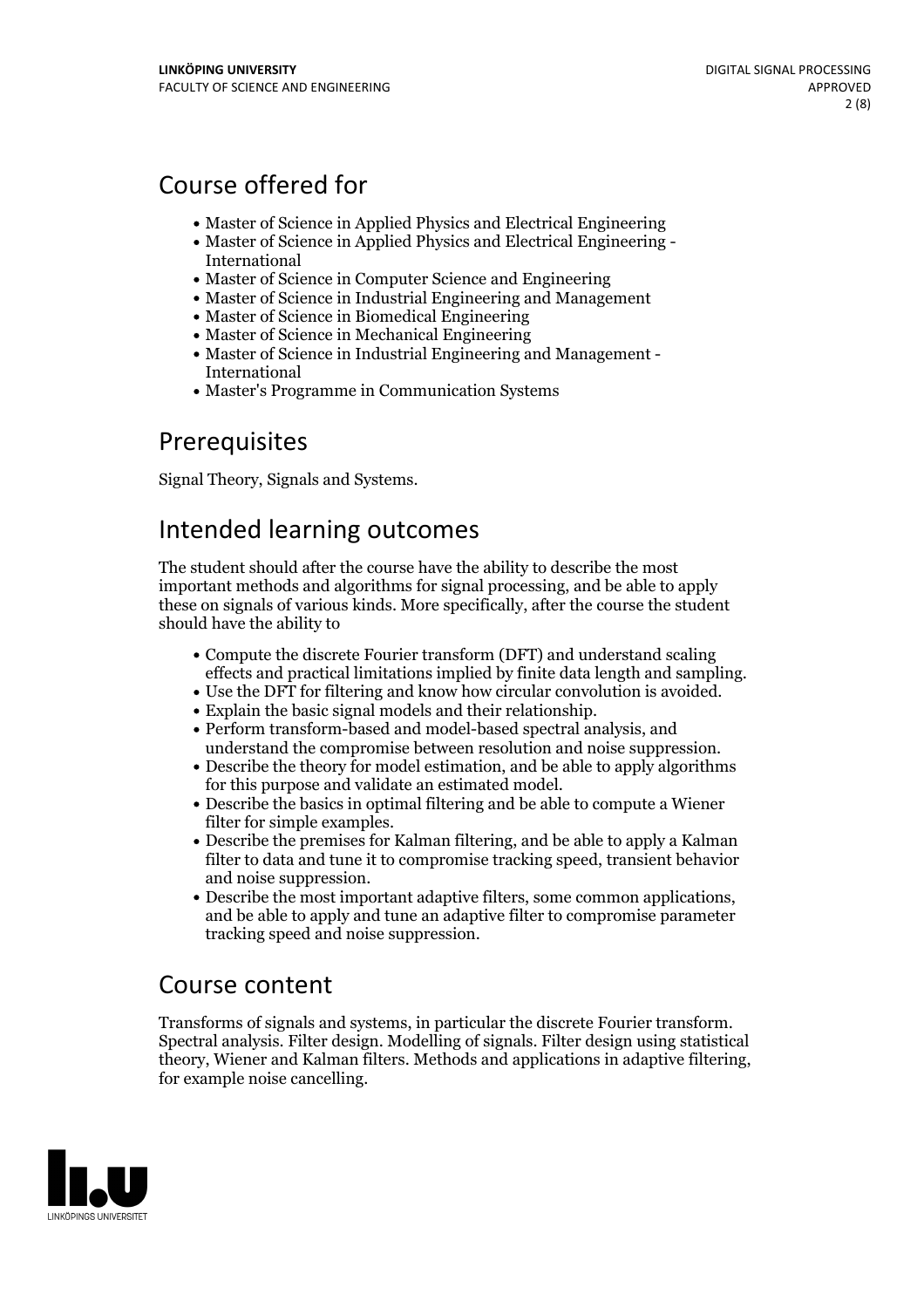## Course offered for

- Master of Science in Applied Physics and Electrical Engineering
- Master of Science in Applied Physics and Electrical Engineering - International
- Master of Science in Computer Science and Engineering
- Master of Science in Industrial Engineering and Management
- Master of Science in Biomedical Engineering
- Master of Science in Mechanical Engineering
- Master of Science in Industrial Engineering and Management - International
- Master's Programme in Communication Systems

## Prerequisites

Signal Theory, Signals and Systems.

## Intended learning outcomes

The student should after the course have the ability to describe the most important methods and algorithms for signal processing, and be able to apply these on signals of various kinds. More specifically, after the course the student should have the ability to

- Compute the discrete Fourier transform (DFT) and understand scaling effects and practical limitations implied by finite data length and sampling.
- Use the DFT for filtering and know how circular convolution is avoided.
- Explain the basic signal models and their relationship.
- Perform transform-based and model-based spectral analysis, and understand the compromise between resolution and noise suppression.
- Describe the theory for model estimation, and be able to apply algorithms for this purpose and validate an estimated model.
- Describe the basics in optimal filtering and be able to compute a Wiener filter for simple examples.
- Describe the premises for Kalman filtering, and be able to apply a Kalman filter to data and tune it to compromise tracking speed, transient behavior and noise suppression.
- Describe the most important adaptive filters, some common applications, and be able to apply and tune an adaptive filter to compromise parameter tracking speed and noise suppression.

## Course content

Transforms of signals and systems, in particular the discrete Fourier transform. Spectral analysis. Filter design. Modelling of signals. Filter design using statistical theory, Wiener and Kalman filters. Methods and applications in adaptive filtering, for example noise cancelling.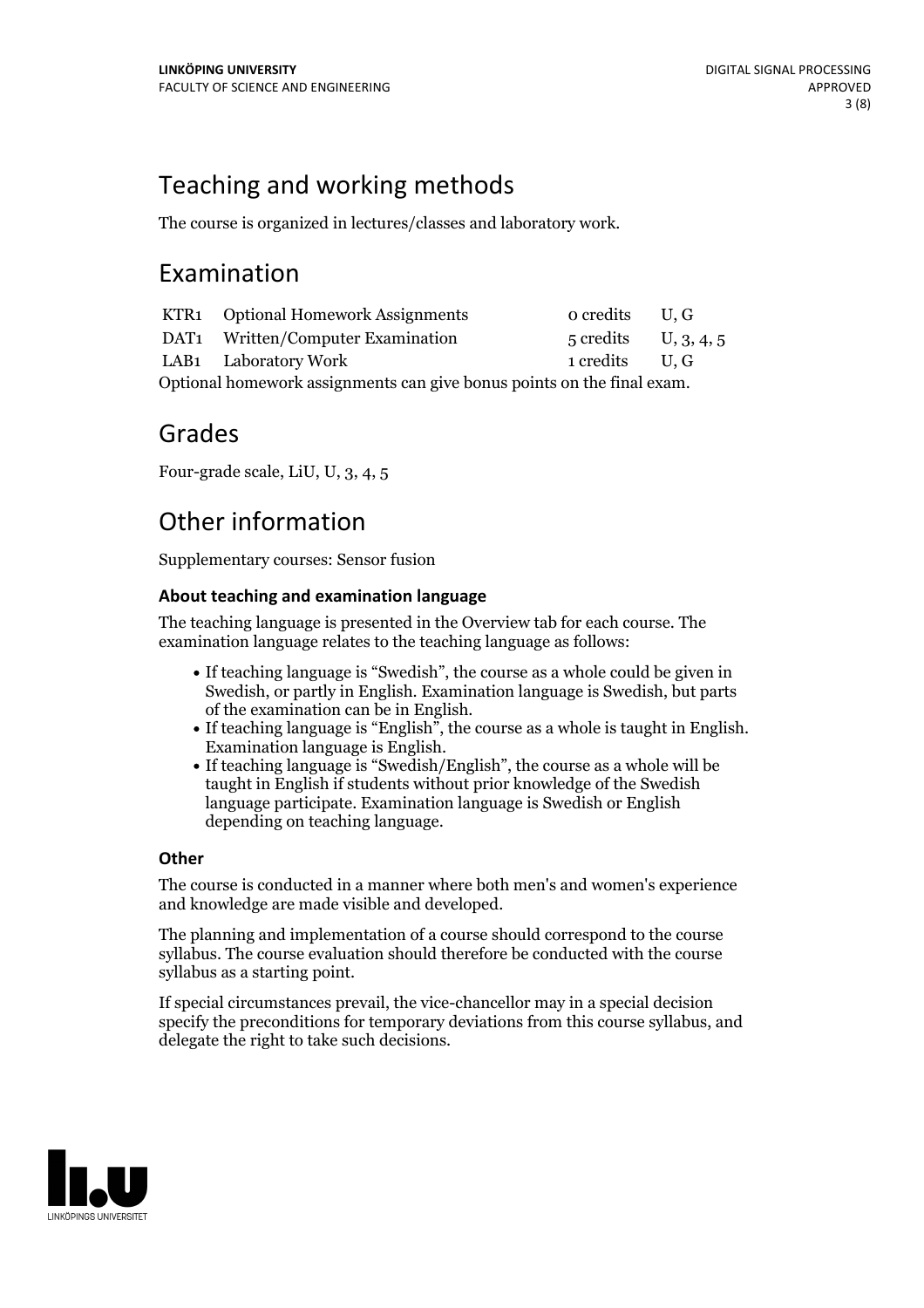# Teaching and working methods

The course is organized in lectures/classes and laboratory work.

# Examination

| | | | |
|---|---|---|---|
| KTR1 | Optional Homework Assignments | 0 credits | U, G |
| DAT1 | Written/Computer Examination | 5 credits | U, 3, 4, 5 |
| LAB1 | Laboratory Work | 1 credits | U, G |

Optional homework assignments can give bonus points on the final exam.

# Grades

Four-grade scale, LiU, U, 3, 4, 5

# Other information

Supplementary courses: Sensor fusion

### About teaching and examination language

The teaching language is presented in the Overview tab for each course. The examination language relates to the teaching language as follows:

- If teaching language is "Swedish", the course as a whole could be given in Swedish, or partly in English. Examination language is Swedish, but parts of the examination can be in English.
- If teaching language is "English", the course as a whole is taught in English. Examination language is English.
- If teaching language is "Swedish/English", the course as a whole will be taught in English if students without prior knowledge of the Swedish language participate. Examination language is Swedish or English depending on teaching language.

### Other

The course is conducted in a manner where both men's and women's experience and knowledge are made visible and developed.

The planning and implementation of a course should correspond to the course syllabus. The course evaluation should therefore be conducted with the course syllabus as a starting point.

If special circumstances prevail, the vice-chancellor may in a special decision specify the preconditions for temporary deviations from this course syllabus, and delegate the right to take such decisions.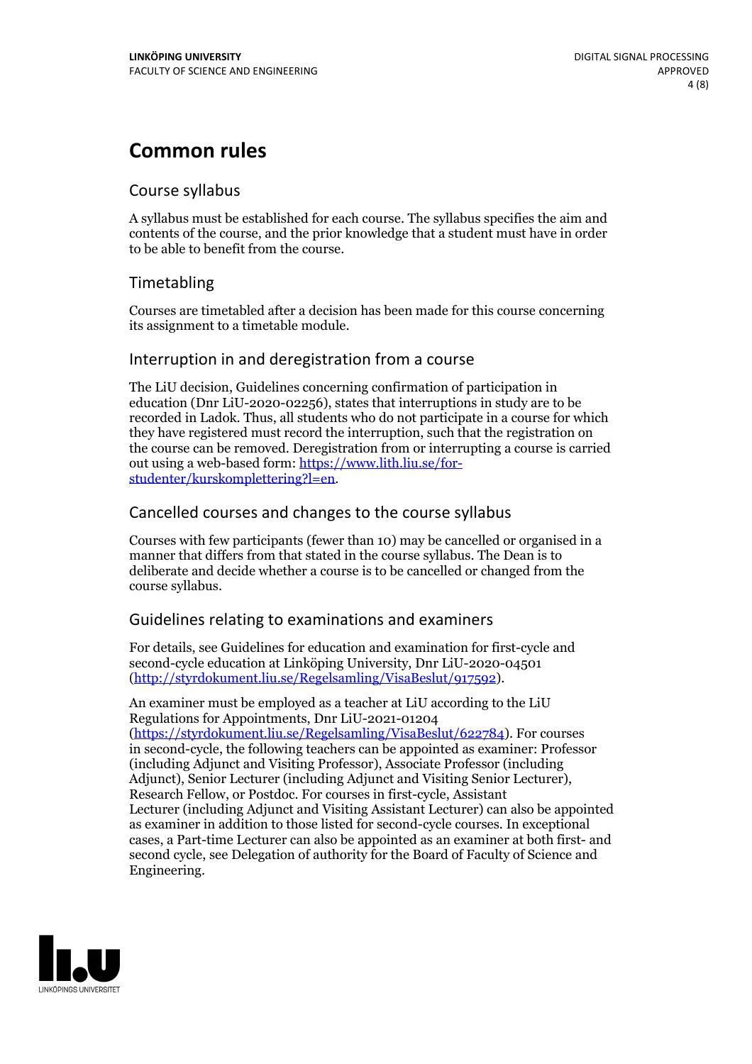# Common rules

## Course syllabus

A syllabus must be established for each course. The syllabus specifies the aim and contents of the course, and the prior knowledge that a student must have in order to be able to benefit from the course.

## Timetabling

Courses are timetabled after a decision has been made for this course concerning its assignment to a timetable module.

## Interruption in and deregistration from a course

The LiU decision, Guidelines concerning confirmation of participation in education (Dnr LiU-2020-02256), states that interruptions in study are to be recorded in Ladok. Thus, all students who do not participate in a course for which they have registered must record the interruption, such that the registration on the course can be removed. Deregistration from or interrupting a course is carried out using a web-based form: https://www.lith.liu.se/for-studenter/kurskomplettering?l=en.

## Cancelled courses and changes to the course syllabus

Courses with few participants (fewer than 10) may be cancelled or organised in a manner that differs from that stated in the course syllabus. The Dean is to deliberate and decide whether a course is to be cancelled or changed from the course syllabus.

## Guidelines relating to examinations and examiners

For details, see Guidelines for education and examination for first-cycle and second-cycle education at Linköping University, Dnr LiU-2020-04501 (http://styrdokument.liu.se/Regelsamling/VisaBeslut/917592).

An examiner must be employed as a teacher at LiU according to the LiU Regulations for Appointments, Dnr LiU-2021-01204 (https://styrdokument.liu.se/Regelsamling/VisaBeslut/622784). For courses in second-cycle, the following teachers can be appointed as examiner: Professor (including Adjunct and Visiting Professor), Associate Professor (including Adjunct), Senior Lecturer (including Adjunct and Visiting Senior Lecturer), Research Fellow, or Postdoc. For courses in first-cycle, Assistant Lecturer (including Adjunct and Visiting Assistant Lecturer) can also be appointed as examiner in addition to those listed for second-cycle courses. In exceptional cases, a Part-time Lecturer can also be appointed as an examiner at both first- and second cycle, see Delegation of authority for the Board of Faculty of Science and Engineering.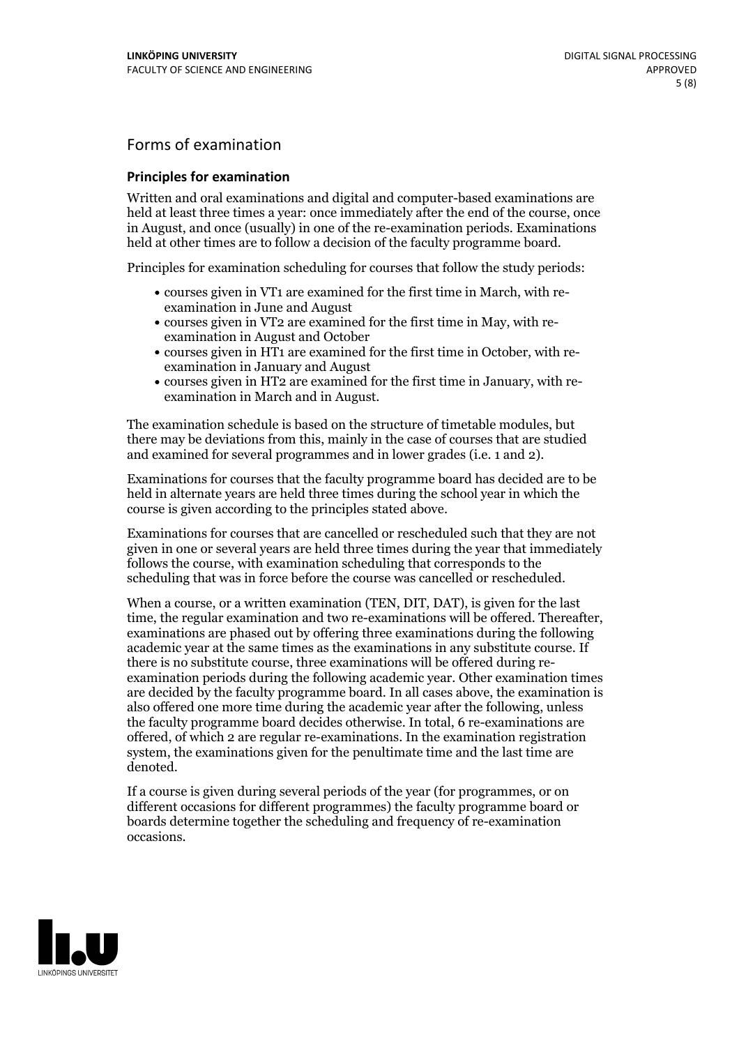## Forms of examination

### Principles for examination

Written and oral examinations and digital and computer-based examinations are held at least three times a year: once immediately after the end of the course, once in August, and once (usually) in one of the re-examination periods. Examinations held at other times are to follow a decision of the faculty programme board.

Principles for examination scheduling for courses that follow the study periods:

- courses given in VT1 are examined for the first time in March, with re-examination in June and August
- courses given in VT2 are examined for the first time in May, with re-examination in August and October
- courses given in HT1 are examined for the first time in October, with re-examination in January and August
- courses given in HT2 are examined for the first time in January, with re-examination in March and in August.

The examination schedule is based on the structure of timetable modules, but there may be deviations from this, mainly in the case of courses that are studied and examined for several programmes and in lower grades (i.e. 1 and 2).

Examinations for courses that the faculty programme board has decided are to be held in alternate years are held three times during the school year in which the course is given according to the principles stated above.

Examinations for courses that are cancelled or rescheduled such that they are not given in one or several years are held three times during the year that immediately follows the course, with examination scheduling that corresponds to the scheduling that was in force before the course was cancelled or rescheduled.

When a course, or a written examination (TEN, DIT, DAT), is given for the last time, the regular examination and two re-examinations will be offered. Thereafter, examinations are phased out by offering three examinations during the following academic year at the same times as the examinations in any substitute course. If there is no substitute course, three examinations will be offered during re-examination periods during the following academic year. Other examination times are decided by the faculty programme board. In all cases above, the examination is also offered one more time during the academic year after the following, unless the faculty programme board decides otherwise. In total, 6 re-examinations are offered, of which 2 are regular re-examinations. In the examination registration system, the examinations given for the penultimate time and the last time are denoted.

If a course is given during several periods of the year (for programmes, or on different occasions for different programmes) the faculty programme board or boards determine together the scheduling and frequency of re-examination occasions.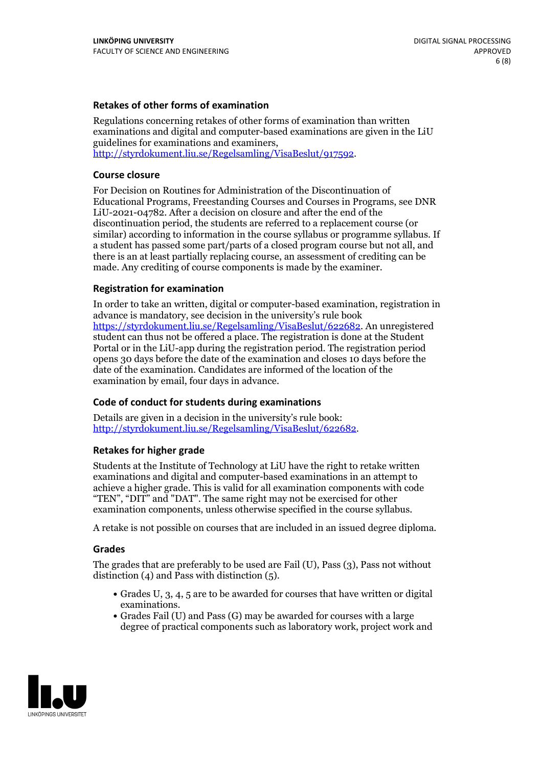### Retakes of other forms of examination

Regulations concerning retakes of other forms of examination than written examinations and digital and computer-based examinations are given in the LiU guidelines for examinations and examiners, http://styrdokument.liu.se/Regelsamling/VisaBeslut/917592.

### Course closure

For Decision on Routines for Administration of the Discontinuation of Educational Programs, Freestanding Courses and Courses in Programs, see DNR LiU-2021-04782. After a decision on closure and after the end of the discontinuation period, the students are referred to a replacement course (or similar) according to information in the course syllabus or programme syllabus. If a student has passed some part/parts of a closed program course but not all, and there is an at least partially replacing course, an assessment of crediting can be made. Any crediting of course components is made by the examiner.

### Registration for examination

In order to take an written, digital or computer-based examination, registration in advance is mandatory, see decision in the university's rule book https://styrdokument.liu.se/Regelsamling/VisaBeslut/622682. An unregistered student can thus not be offered a place. The registration is done at the Student Portal or in the LiU-app during the registration period. The registration period opens 30 days before the date of the examination and closes 10 days before the date of the examination. Candidates are informed of the location of the examination by email, four days in advance.

### Code of conduct for students during examinations

Details are given in a decision in the university's rule book: http://styrdokument.liu.se/Regelsamling/VisaBeslut/622682.

### Retakes for higher grade

Students at the Institute of Technology at LiU have the right to retake written examinations and digital and computer-based examinations in an attempt to achieve a higher grade. This is valid for all examination components with code "TEN", "DIT" and "DAT". The same right may not be exercised for other examination components, unless otherwise specified in the course syllabus.

A retake is not possible on courses that are included in an issued degree diploma.

### Grades

The grades that are preferably to be used are Fail (U), Pass (3), Pass not without distinction (4) and Pass with distinction (5).

- Grades U, 3, 4, 5 are to be awarded for courses that have written or digital examinations.
- Grades Fail (U) and Pass (G) may be awarded for courses with a large degree of practical components such as laboratory work, project work and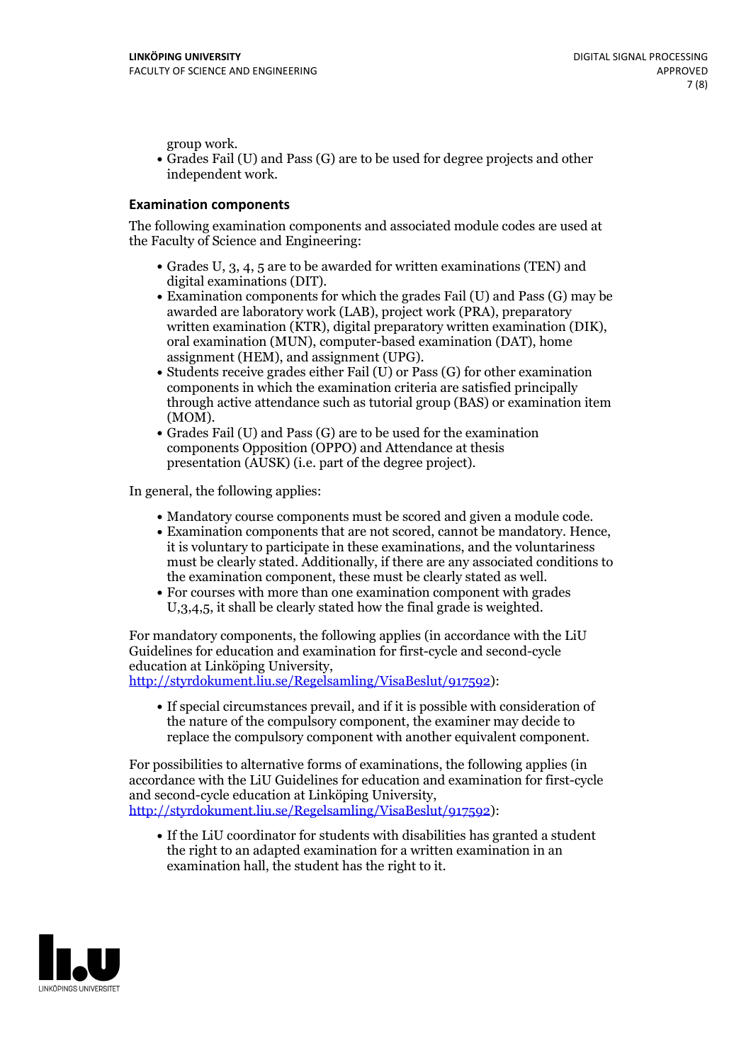group work.

- Grades Fail (U) and Pass (G) are to be used for degree projects and other independent work.

### Examination components

The following examination components and associated module codes are used at the Faculty of Science and Engineering:

- Grades U, 3, 4, 5 are to be awarded for written examinations (TEN) and digital examinations (DIT).
- Examination components for which the grades Fail (U) and Pass (G) may be awarded are laboratory work (LAB), project work (PRA), preparatory written examination (KTR), digital preparatory written examination (DIK), oral examination (MUN), computer-based examination (DAT), home assignment (HEM), and assignment (UPG).
- Students receive grades either Fail (U) or Pass (G) for other examination components in which the examination criteria are satisfied principally through active attendance such as tutorial group (BAS) or examination item (MOM).
- Grades Fail (U) and Pass (G) are to be used for the examination components Opposition (OPPO) and Attendance at thesis presentation (AUSK) (i.e. part of the degree project).

In general, the following applies:

- Mandatory course components must be scored and given a module code.
- Examination components that are not scored, cannot be mandatory. Hence, it is voluntary to participate in these examinations, and the voluntariness must be clearly stated. Additionally, if there are any associated conditions to the examination component, these must be clearly stated as well.
- For courses with more than one examination component with grades U,3,4,5, it shall be clearly stated how the final grade is weighted.

For mandatory components, the following applies (in accordance with the LiU Guidelines for education and examination for first-cycle and second-cycle education at Linköping University, http://styrdokument.liu.se/Regelsamling/VisaBeslut/917592):

- If special circumstances prevail, and if it is possible with consideration of the nature of the compulsory component, the examiner may decide to replace the compulsory component with another equivalent component.

For possibilities to alternative forms of examinations, the following applies (in accordance with the LiU Guidelines for education and examination for first-cycle and second-cycle education at Linköping University, http://styrdokument.liu.se/Regelsamling/VisaBeslut/917592):

- If the LiU coordinator for students with disabilities has granted a student the right to an adapted examination for a written examination in an examination hall, the student has the right to it.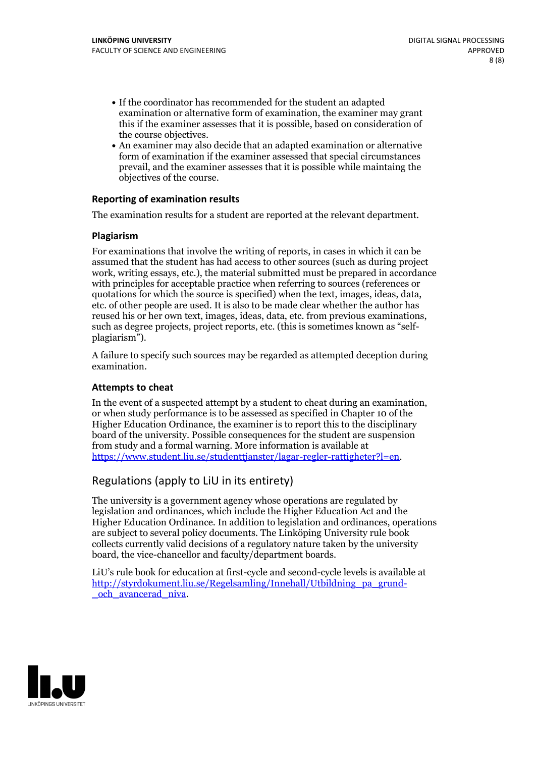- If the coordinator has recommended for the student an adapted examination or alternative form of examination, the examiner may grant this if the examiner assesses that it is possible, based on consideration of the course objectives.
- An examiner may also decide that an adapted examination or alternative form of examination if the examiner assessed that special circumstances prevail, and the examiner assesses that it is possible while maintaing the objectives of the course.

### Reporting of examination results

The examination results for a student are reported at the relevant department.

### Plagiarism

For examinations that involve the writing of reports, in cases in which it can be assumed that the student has had access to other sources (such as during project work, writing essays, etc.), the material submitted must be prepared in accordance with principles for acceptable practice when referring to sources (references or quotations for which the source is specified) when the text, images, ideas, data, etc. of other people are used. It is also to be made clear whether the author has reused his or her own text, images, ideas, data, etc. from previous examinations, such as degree projects, project reports, etc. (this is sometimes known as "self-plagiarism").

A failure to specify such sources may be regarded as attempted deception during examination.

### Attempts to cheat

In the event of a suspected attempt by a student to cheat during an examination, or when study performance is to be assessed as specified in Chapter 10 of the Higher Education Ordinance, the examiner is to report this to the disciplinary board of the university. Possible consequences for the student are suspension from study and a formal warning. More information is available at https://www.student.liu.se/studenttjanster/lagar-regler-rattigheter?l=en.

## Regulations (apply to LiU in its entirety)

The university is a government agency whose operations are regulated by legislation and ordinances, which include the Higher Education Act and the Higher Education Ordinance. In addition to legislation and ordinances, operations are subject to several policy documents. The Linköping University rule book collects currently valid decisions of a regulatory nature taken by the university board, the vice-chancellor and faculty/department boards.

LiU's rule book for education at first-cycle and second-cycle levels is available at http://styrdokument.liu.se/Regelsamling/Innehall/Utbildning_pa_grund-_och_avancerad_niva.